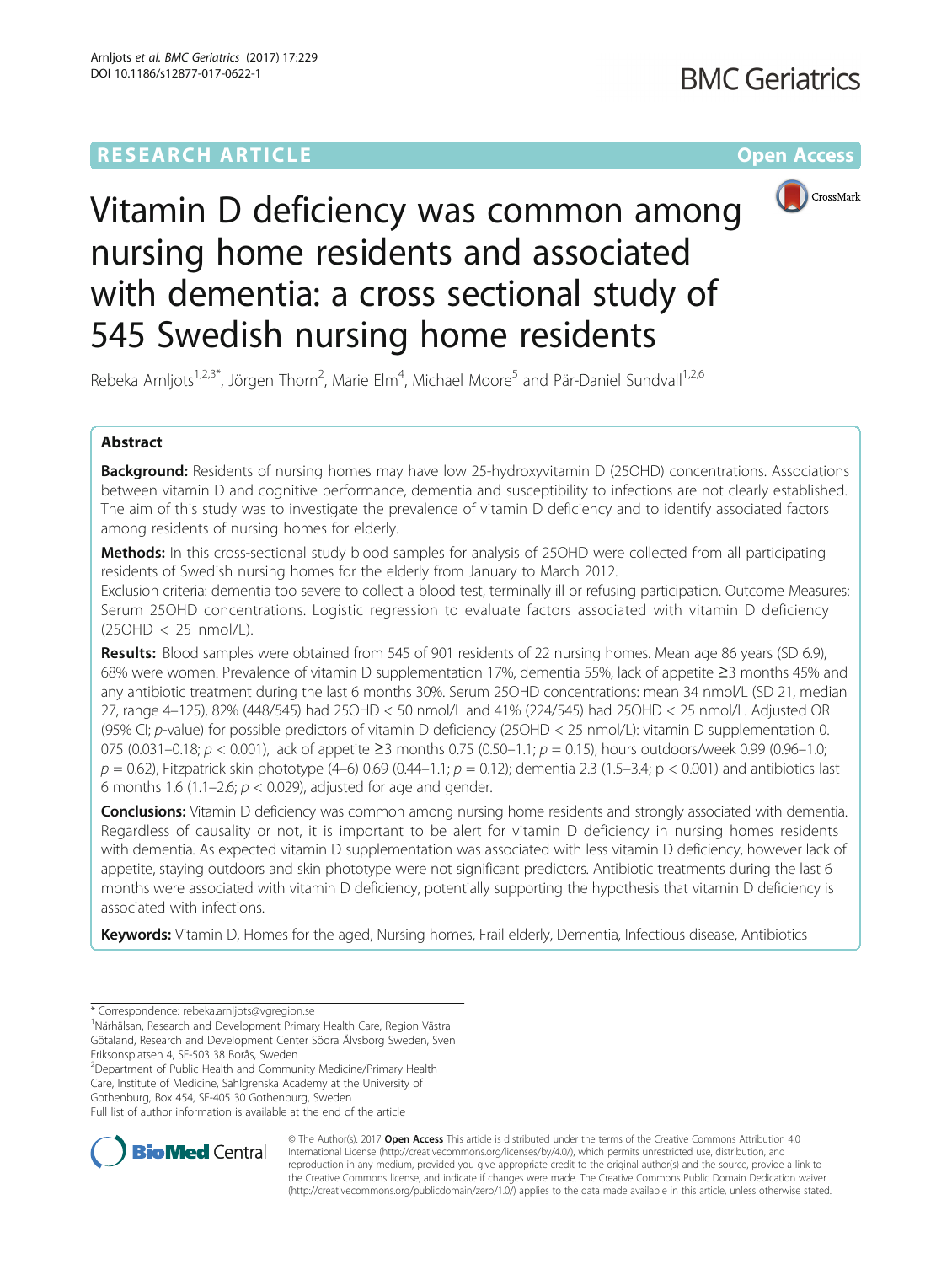BMC Geriatrics

RESEARCH ARTICLE Open Access

# Vitamin D deficiency was common among nursing home residents and associated with dementia: a cross sectional study of 545 Swedish nursing home residents

Rebeka Arnljots[1,2,3*], Jörgen Thorn[2], Marie Elm[4], Michael Moore[5] and Pär-Daniel Sundvall[1,2,6]

## Abstract

**Background:** Residents of nursing homes may have low 25-hydroxyvitamin D (25OHD) concentrations. Associations between vitamin D and cognitive performance, dementia and susceptibility to infections are not clearly established. The aim of this study was to investigate the prevalence of vitamin D deficiency and to identify associated factors among residents of nursing homes for elderly.

**Methods:** In this cross-sectional study blood samples for analysis of 25OHD were collected from all participating residents of Swedish nursing homes for the elderly from January to March 2012.
Exclusion criteria: dementia too severe to collect a blood test, terminally ill or refusing participation. Outcome Measures: Serum 25OHD concentrations. Logistic regression to evaluate factors associated with vitamin D deficiency (25OHD < 25 nmol/L).

**Results:** Blood samples were obtained from 545 of 901 residents of 22 nursing homes. Mean age 86 years (SD 6.9), 68% were women. Prevalence of vitamin D supplementation 17%, dementia 55%, lack of appetite ≥3 months 45% and any antibiotic treatment during the last 6 months 30%. Serum 25OHD concentrations: mean 34 nmol/L (SD 21, median 27, range 4–125), 82% (448/545) had 25OHD < 50 nmol/L and 41% (224/545) had 25OHD < 25 nmol/L. Adjusted OR (95% CI; p-value) for possible predictors of vitamin D deficiency (25OHD < 25 nmol/L): vitamin D supplementation 0.075 (0.031–0.18; $p < 0.001$), lack of appetite ≥3 months 0.75 (0.50–1.1; $p = 0.15$), hours outdoors/week 0.99 (0.96–1.0; $p = 0.62$), Fitzpatrick skin phototype (4–6) 0.69 (0.44–1.1; $p = 0.12$); dementia 2.3 (1.5–3.4; $p < 0.001$) and antibiotics last 6 months 1.6 (1.1–2.6; $p < 0.029$), adjusted for age and gender.

**Conclusions:** Vitamin D deficiency was common among nursing home residents and strongly associated with dementia. Regardless of causality or not, it is important to be alert for vitamin D deficiency in nursing homes residents with dementia. As expected vitamin D supplementation was associated with less vitamin D deficiency, however lack of appetite, staying outdoors and skin phototype were not significant predictors. Antibiotic treatments during the last 6 months were associated with vitamin D deficiency, potentially supporting the hypothesis that vitamin D deficiency is associated with infections.

**Keywords:** Vitamin D, Homes for the aged, Nursing homes, Frail elderly, Dementia, Infectious disease, Antibiotics

\* Correspondence: rebeka.arnljots@vgregion.se
[1]Närhälsan, Research and Development Primary Health Care, Region Västra Götaland, Research and Development Center Södra Älvsborg Sweden, Sven Eriksonsplatsen 4, SE-503 38 Borås, Sweden
[2]Department of Public Health and Community Medicine/Primary Health Care, Institute of Medicine, Sahlgrenska Academy at the University of Gothenburg, Box 454, SE-405 30 Gothenburg, Sweden
Full list of author information is available at the end of the article

© The Author(s). 2017 **Open Access** This article is distributed under the terms of the Creative Commons Attribution 4.0 International License (http://creativecommons.org/licenses/by/4.0/), which permits unrestricted use, distribution, and reproduction in any medium, provided you give appropriate credit to the original author(s) and the source, provide a link to the Creative Commons license, and indicate if changes were made. The Creative Commons Public Domain Dedication waiver (http://creativecommons.org/publicdomain/zero/1.0/) applies to the data made available in this article, unless otherwise stated.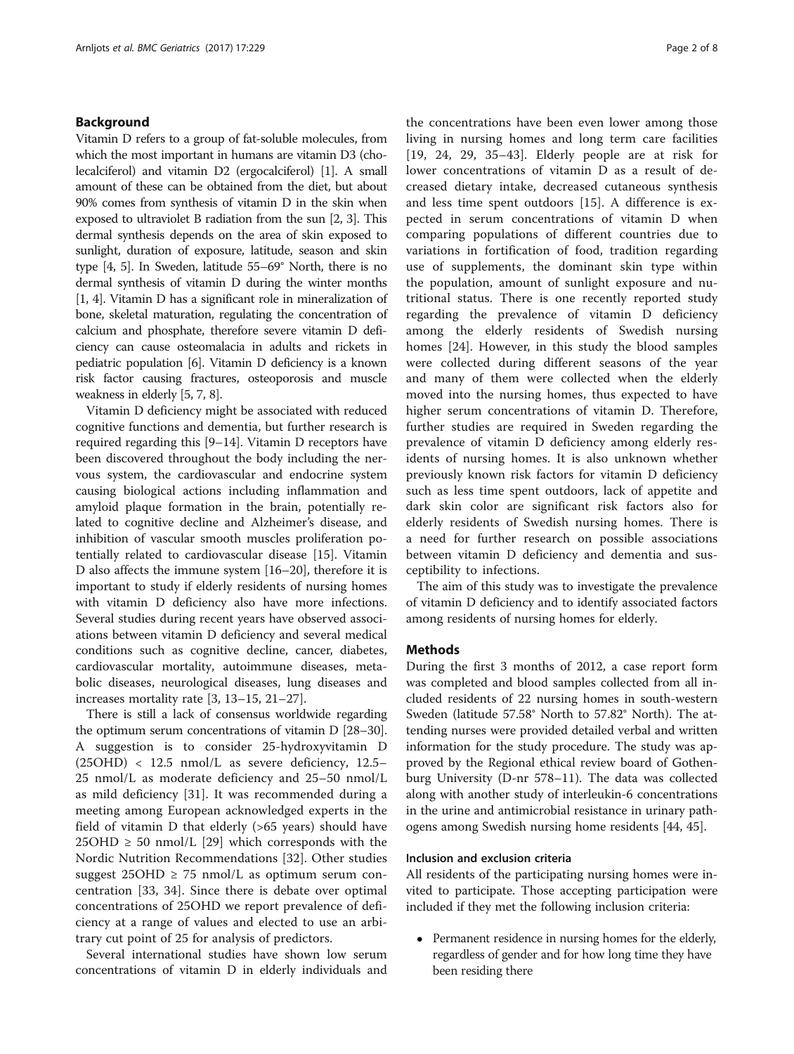## Background

Vitamin D refers to a group of fat-soluble molecules, from which the most important in humans are vitamin D3 (cholecalciferol) and vitamin D2 (ergocalciferol) [1]. A small amount of these can be obtained from the diet, but about 90% comes from synthesis of vitamin D in the skin when exposed to ultraviolet B radiation from the sun [2, 3]. This dermal synthesis depends on the area of skin exposed to sunlight, duration of exposure, latitude, season and skin type [4, 5]. In Sweden, latitude 55–69° North, there is no dermal synthesis of vitamin D during the winter months [1, 4]. Vitamin D has a significant role in mineralization of bone, skeletal maturation, regulating the concentration of calcium and phosphate, therefore severe vitamin D deficiency can cause osteomalacia in adults and rickets in pediatric population [6]. Vitamin D deficiency is a known risk factor causing fractures, osteoporosis and muscle weakness in elderly [5, 7, 8].

Vitamin D deficiency might be associated with reduced cognitive functions and dementia, but further research is required regarding this [9–14]. Vitamin D receptors have been discovered throughout the body including the nervous system, the cardiovascular and endocrine system causing biological actions including inflammation and amyloid plaque formation in the brain, potentially related to cognitive decline and Alzheimer's disease, and inhibition of vascular smooth muscles proliferation potentially related to cardiovascular disease [15]. Vitamin D also affects the immune system [16–20], therefore it is important to study if elderly residents of nursing homes with vitamin D deficiency also have more infections. Several studies during recent years have observed associations between vitamin D deficiency and several medical conditions such as cognitive decline, cancer, diabetes, cardiovascular mortality, autoimmune diseases, metabolic diseases, neurological diseases, lung diseases and increases mortality rate [3, 13–15, 21–27].

There is still a lack of consensus worldwide regarding the optimum serum concentrations of vitamin D [28–30]. A suggestion is to consider 25-hydroxyvitamin D (25OHD) < 12.5 nmol/L as severe deficiency, 12.5–25 nmol/L as moderate deficiency and 25–50 nmol/L as mild deficiency [31]. It was recommended during a meeting among European acknowledged experts in the field of vitamin D that elderly (>65 years) should have 25OHD ≥ 50 nmol/L [29] which corresponds with the Nordic Nutrition Recommendations [32]. Other studies suggest 25OHD ≥ 75 nmol/L as optimum serum concentration [33, 34]. Since there is debate over optimal concentrations of 25OHD we report prevalence of deficiency at a range of values and elected to use an arbitrary cut point of 25 for analysis of predictors.

Several international studies have shown low serum concentrations of vitamin D in elderly individuals and the concentrations have been even lower among those living in nursing homes and long term care facilities [19, 24, 29, 35–43]. Elderly people are at risk for lower concentrations of vitamin D as a result of decreased dietary intake, decreased cutaneous synthesis and less time spent outdoors [15]. A difference is expected in serum concentrations of vitamin D when comparing populations of different countries due to variations in fortification of food, tradition regarding use of supplements, the dominant skin type within the population, amount of sunlight exposure and nutritional status. There is one recently reported study regarding the prevalence of vitamin D deficiency among the elderly residents of Swedish nursing homes [24]. However, in this study the blood samples were collected during different seasons of the year and many of them were collected when the elderly moved into the nursing homes, thus expected to have higher serum concentrations of vitamin D. Therefore, further studies are required in Sweden regarding the prevalence of vitamin D deficiency among elderly residents of nursing homes. It is also unknown whether previously known risk factors for vitamin D deficiency such as less time spent outdoors, lack of appetite and dark skin color are significant risk factors also for elderly residents of Swedish nursing homes. There is a need for further research on possible associations between vitamin D deficiency and dementia and susceptibility to infections.

The aim of this study was to investigate the prevalence of vitamin D deficiency and to identify associated factors among residents of nursing homes for elderly.

## Methods

During the first 3 months of 2012, a case report form was completed and blood samples collected from all included residents of 22 nursing homes in south-western Sweden (latitude 57.58° North to 57.82° North). The attending nurses were provided detailed verbal and written information for the study procedure. The study was approved by the Regional ethical review board of Gothenburg University (D-nr 578–11). The data was collected along with another study of interleukin-6 concentrations in the urine and antimicrobial resistance in urinary pathogens among Swedish nursing home residents [44, 45].

### Inclusion and exclusion criteria

All residents of the participating nursing homes were invited to participate. Those accepting participation were included if they met the following inclusion criteria:

- Permanent residence in nursing homes for the elderly, regardless of gender and for how long time they have been residing there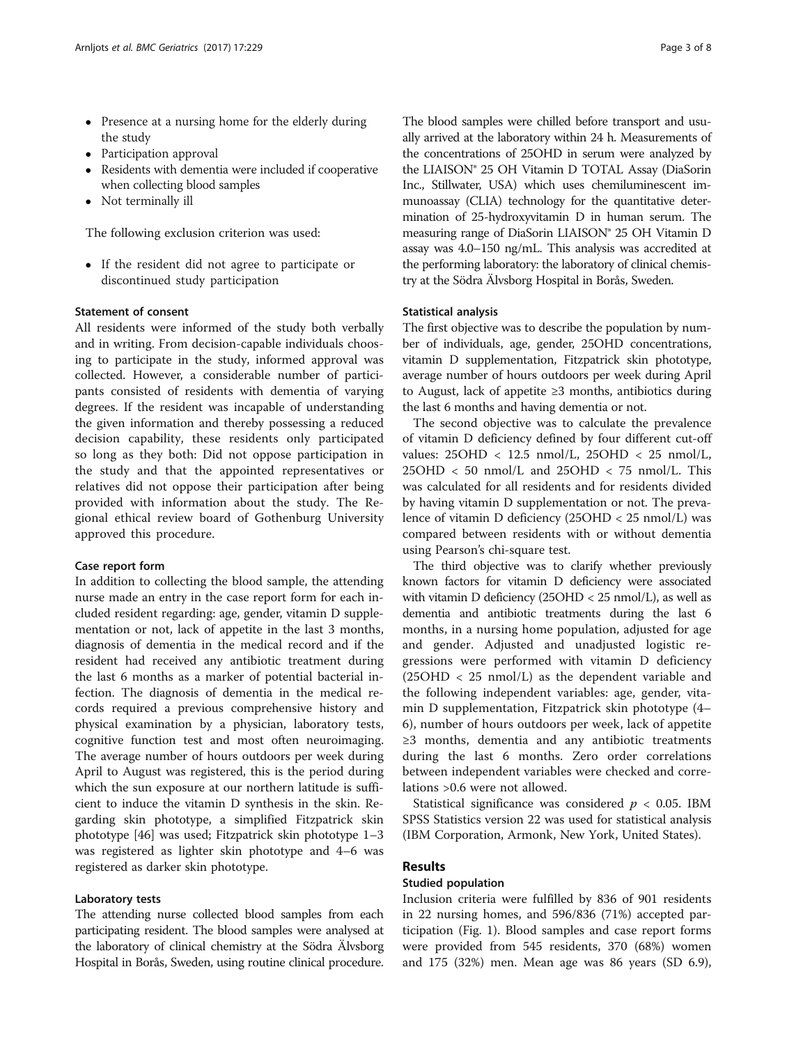- Presence at a nursing home for the elderly during the study
- Participation approval
- Residents with dementia were included if cooperative when collecting blood samples
- Not terminally ill

The following exclusion criterion was used:

- If the resident did not agree to participate or discontinued study participation

### Statement of consent

All residents were informed of the study both verbally and in writing. From decision-capable individuals choosing to participate in the study, informed approval was collected. However, a considerable number of participants consisted of residents with dementia of varying degrees. If the resident was incapable of understanding the given information and thereby possessing a reduced decision capability, these residents only participated so long as they both: Did not oppose participation in the study and that the appointed representatives or relatives did not oppose their participation after being provided with information about the study. The Regional ethical review board of Gothenburg University approved this procedure.

### Case report form

In addition to collecting the blood sample, the attending nurse made an entry in the case report form for each included resident regarding: age, gender, vitamin D supplementation or not, lack of appetite in the last 3 months, diagnosis of dementia in the medical record and if the resident had received any antibiotic treatment during the last 6 months as a marker of potential bacterial infection. The diagnosis of dementia in the medical records required a previous comprehensive history and physical examination by a physician, laboratory tests, cognitive function test and most often neuroimaging. The average number of hours outdoors per week during April to August was registered, this is the period during which the sun exposure at our northern latitude is sufficient to induce the vitamin D synthesis in the skin. Regarding skin phototype, a simplified Fitzpatrick skin phototype [46] was used; Fitzpatrick skin phototype 1–3 was registered as lighter skin phototype and 4–6 was registered as darker skin phototype.

### Laboratory tests

The attending nurse collected blood samples from each participating resident. The blood samples were analysed at the laboratory of clinical chemistry at the Södra Älvsborg Hospital in Borås, Sweden, using routine clinical procedure. The blood samples were chilled before transport and usually arrived at the laboratory within 24 h. Measurements of the concentrations of 25OHD in serum were analyzed by the LIAISON® 25 OH Vitamin D TOTAL Assay (DiaSorin Inc., Stillwater, USA) which uses chemiluminescent immunoassay (CLIA) technology for the quantitative determination of 25-hydroxyvitamin D in human serum. The measuring range of DiaSorin LIAISON® 25 OH Vitamin D assay was 4.0–150 ng/mL. This analysis was accredited at the performing laboratory: the laboratory of clinical chemistry at the Södra Älvsborg Hospital in Borås, Sweden.

### Statistical analysis

The first objective was to describe the population by number of individuals, age, gender, 25OHD concentrations, vitamin D supplementation, Fitzpatrick skin phototype, average number of hours outdoors per week during April to August, lack of appetite ≥3 months, antibiotics during the last 6 months and having dementia or not.

The second objective was to calculate the prevalence of vitamin D deficiency defined by four different cut-off values: 25OHD < 12.5 nmol/L, 25OHD < 25 nmol/L, 25OHD < 50 nmol/L and 25OHD < 75 nmol/L. This was calculated for all residents and for residents divided by having vitamin D supplementation or not. The prevalence of vitamin D deficiency (25OHD < 25 nmol/L) was compared between residents with or without dementia using Pearson's chi-square test.

The third objective was to clarify whether previously known factors for vitamin D deficiency were associated with vitamin D deficiency (25OHD < 25 nmol/L), as well as dementia and antibiotic treatments during the last 6 months, in a nursing home population, adjusted for age and gender. Adjusted and unadjusted logistic regressions were performed with vitamin D deficiency (25OHD < 25 nmol/L) as the dependent variable and the following independent variables: age, gender, vitamin D supplementation, Fitzpatrick skin phototype (4–6), number of hours outdoors per week, lack of appetite ≥3 months, dementia and any antibiotic treatments during the last 6 months. Zero order correlations between independent variables were checked and correlations >0.6 were not allowed.

Statistical significance was considered $p < 0.05$. IBM SPSS Statistics version 22 was used for statistical analysis (IBM Corporation, Armonk, New York, United States).

## Results

### Studied population

Inclusion criteria were fulfilled by 836 of 901 residents in 22 nursing homes, and 596/836 (71%) accepted participation (Fig. 1). Blood samples and case report forms were provided from 545 residents, 370 (68%) women and 175 (32%) men. Mean age was 86 years (SD 6.9),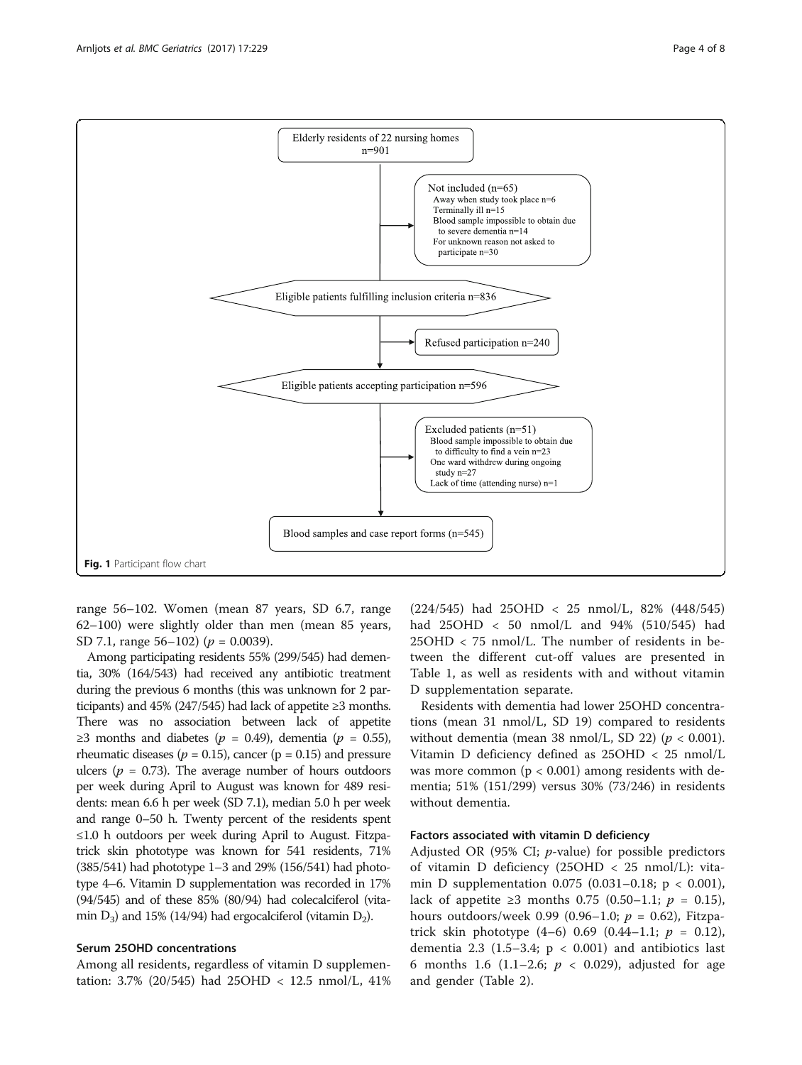Elderly residents of 22 nursing homes
n=901

Not included (n=65)
Away when study took place n=6
Terminally ill n=15
Blood sample impossible to obtain due to severe dementia n=14
For unknown reason not asked to participate n=30

Eligible patients fulfilling inclusion criteria n=836

Refused participation n=240

Eligible patients accepting participation n=596

Excluded patients (n=51)
Blood sample impossible to obtain due to difficulty to find a vein n=23
One ward withdrew during ongoing study n=27
Lack of time (attending nurse) n=1

Blood samples and case report forms (n=545)

**Fig. 1** Participant flow chart

range 56–102. Women (mean 87 years, SD 6.7, range 62–100) were slightly older than men (mean 85 years, SD 7.1, range 56–102) ($p$ = 0.0039).

Among participating residents 55% (299/545) had dementia, 30% (164/543) had received any antibiotic treatment during the previous 6 months (this was unknown for 2 participants) and 45% (247/545) had lack of appetite ≥3 months. There was no association between lack of appetite ≥3 months and diabetes ($p$ = 0.49), dementia ($p$ = 0.55), rheumatic diseases ($p$ = 0.15), cancer (p = 0.15) and pressure ulcers ($p$ = 0.73). The average number of hours outdoors per week during April to August was known for 489 residents: mean 6.6 h per week (SD 7.1), median 5.0 h per week and range 0–50 h. Twenty percent of the residents spent ≤1.0 h outdoors per week during April to August. Fitzpatrick skin phototype was known for 541 residents, 71% (385/541) had phototype 1–3 and 29% (156/541) had phototype 4–6. Vitamin D supplementation was recorded in 17% (94/545) and of these 85% (80/94) had colecalciferol (vitamin $D_3$) and 15% (14/94) had ergocalciferol (vitamin $D_2$).

### Serum 25OHD concentrations

Among all residents, regardless of vitamin D supplementation: 3.7% (20/545) had 25OHD < 12.5 nmol/L, 41% (224/545) had 25OHD < 25 nmol/L, 82% (448/545) had 25OHD < 50 nmol/L and 94% (510/545) had 25OHD < 75 nmol/L. The number of residents in between the different cut-off values are presented in Table 1, as well as residents with and without vitamin D supplementation separate.

Residents with dementia had lower 25OHD concentrations (mean 31 nmol/L, SD 19) compared to residents without dementia (mean 38 nmol/L, SD 22) ($p$ < 0.001). Vitamin D deficiency defined as 25OHD < 25 nmol/L was more common (p < 0.001) among residents with dementia; 51% (151/299) versus 30% (73/246) in residents without dementia.

### Factors associated with vitamin D deficiency

Adjusted OR (95% CI; $p$-value) for possible predictors of vitamin D deficiency (25OHD < 25 nmol/L): vitamin D supplementation 0.075 (0.031–0.18; p < 0.001), lack of appetite ≥3 months 0.75 (0.50–1.1; $p$ = 0.15), hours outdoors/week 0.99 (0.96–1.0; $p$ = 0.62), Fitzpatrick skin phototype (4–6) 0.69 (0.44–1.1; $p$ = 0.12), dementia 2.3 (1.5–3.4; p < 0.001) and antibiotics last 6 months 1.6 (1.1–2.6; $p$ < 0.029), adjusted for age and gender (Table 2).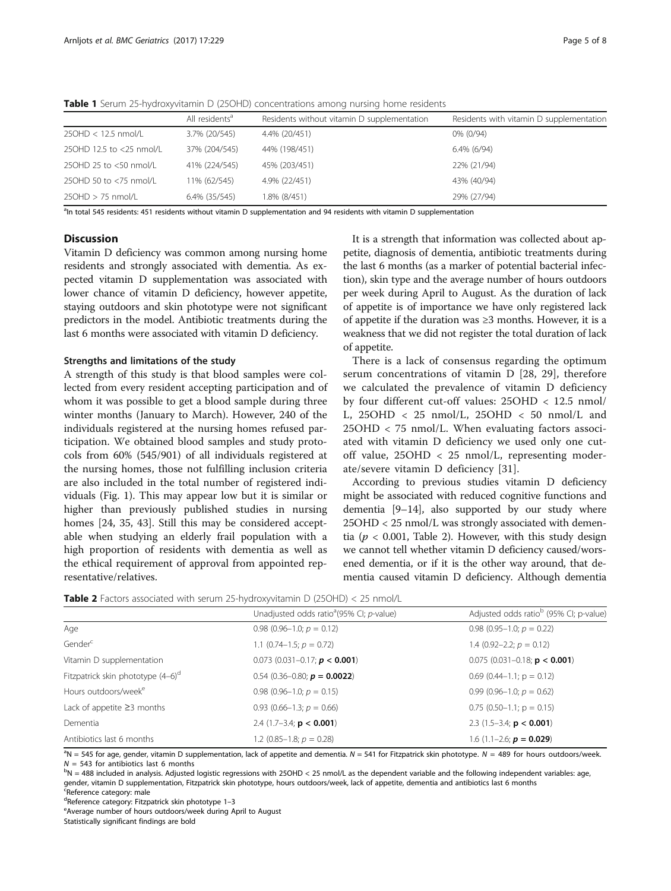**Table 1** Serum 25-hydroxyvitamin D (25OHD) concentrations among nursing home residents

| | All residents[a] | Residents without vitamin D supplementation | Residents with vitamin D supplementation |
|---|---|---|---|
| 25OHD < 12.5 nmol/L | 3.7% (20/545) | 4.4% (20/451) | 0% (0/94) |
| 25OHD 12.5 to <25 nmol/L | 37% (204/545) | 44% (198/451) | 6.4% (6/94) |
| 25OHD 25 to <50 nmol/L | 41% (224/545) | 45% (203/451) | 22% (21/94) |
| 25OHD 50 to <75 nmol/L | 11% (62/545) | 4.9% (22/451) | 43% (40/94) |
| 25OHD > 75 nmol/L | 6.4% (35/545) | 1.8% (8/451) | 29% (27/94) |

[a]In total 545 residents: 451 residents without vitamin D supplementation and 94 residents with vitamin D supplementation

## Discussion

Vitamin D deficiency was common among nursing home residents and strongly associated with dementia. As expected vitamin D supplementation was associated with lower chance of vitamin D deficiency, however appetite, staying outdoors and skin phototype were not significant predictors in the model. Antibiotic treatments during the last 6 months were associated with vitamin D deficiency.

### Strengths and limitations of the study

A strength of this study is that blood samples were collected from every resident accepting participation and of whom it was possible to get a blood sample during three winter months (January to March). However, 240 of the individuals registered at the nursing homes refused participation. We obtained blood samples and study protocols from 60% (545/901) of all individuals registered at the nursing homes, those not fulfilling inclusion criteria are also included in the total number of registered individuals (Fig. 1). This may appear low but it is similar or higher than previously published studies in nursing homes [24, 35, 43]. Still this may be considered acceptable when studying an elderly frail population with a high proportion of residents with dementia as well as the ethical requirement of approval from appointed representative/relatives.

It is a strength that information was collected about appetite, diagnosis of dementia, antibiotic treatments during the last 6 months (as a marker of potential bacterial infection), skin type and the average number of hours outdoors per week during April to August. As the duration of lack of appetite is of importance we have only registered lack of appetite if the duration was ≥3 months. However, it is a weakness that we did not register the total duration of lack of appetite.

There is a lack of consensus regarding the optimum serum concentrations of vitamin D [28, 29], therefore we calculated the prevalence of vitamin D deficiency by four different cut-off values: 25OHD < 12.5 nmol/L, 25OHD < 25 nmol/L, 25OHD < 50 nmol/L and 25OHD < 75 nmol/L. When evaluating factors associated with vitamin D deficiency we used only one cut-off value, 25OHD < 25 nmol/L, representing moderate/severe vitamin D deficiency [31].

According to previous studies vitamin D deficiency might be associated with reduced cognitive functions and dementia [9–14], also supported by our study where 25OHD < 25 nmol/L was strongly associated with dementia ($p < 0.001$, Table 2). However, with this study design we cannot tell whether vitamin D deficiency caused/worsened dementia, or if it is the other way around, that dementia caused vitamin D deficiency. Although dementia

**Table 2** Factors associated with serum 25-hydroxyvitamin D (25OHD) < 25 nmol/L

| | Unadjusted odds ratio[a] (95% CI; *p*-value) | Adjusted odds ratio[b] (95% CI; p-value) |
|---|---|---|
| Age | 0.98 (0.96–1.0; $p = 0.12$) | 0.98 (0.95–1.0; $p = 0.22$) |
| Gender[c] | 1.1 (0.74–1.5; $p = 0.72$) | 1.4 (0.92–2.2; $p = 0.12$) |
| Vitamin D supplementation | 0.073 (0.031–0.17; $\mathbf{p < 0.001}$) | 0.075 (0.031–0.18; $\mathbf{p < 0.001}$) |
| Fitzpatrick skin phototype (4–6)[d] | 0.54 (0.36–0.80; $\mathbf{p = 0.0022}$) | 0.69 (0.44–1.1; $p = 0.12$) |
| Hours outdoors/week[e] | 0.98 (0.96–1.0; $p = 0.15$) | 0.99 (0.96–1.0; $p = 0.62$) |
| Lack of appetite ≥3 months | 0.93 (0.66–1.3; $p = 0.66$) | 0.75 (0.50–1.1; $p = 0.15$) |
| Dementia | 2.4 (1.7–3.4; $\mathbf{p < 0.001}$) | 2.3 (1.5–3.4; $\mathbf{p < 0.001}$) |
| Antibiotics last 6 months | 1.2 (0.85–1.8; $p = 0.28$) | 1.6 (1.1–2.6; $\mathbf{p = 0.029}$) |

[a]$N = 545$ for age, gender, vitamin D supplementation, lack of appetite and dementia. $N = 541$ for Fitzpatrick skin phototype. $N = 489$ for hours outdoors/week. $N = 543$ for antibiotics last 6 months

[b]$N = 488$ included in analysis. Adjusted logistic regressions with 25OHD < 25 nmol/L as the dependent variable and the following independent variables: age, gender, vitamin D supplementation, Fitzpatrick skin phototype, hours outdoors/week, lack of appetite, dementia and antibiotics last 6 months

[c]Reference category: male

[d]Reference category: Fitzpatrick skin phototype 1–3

[e]Average number of hours outdoors/week during April to August

Statistically significant findings are bold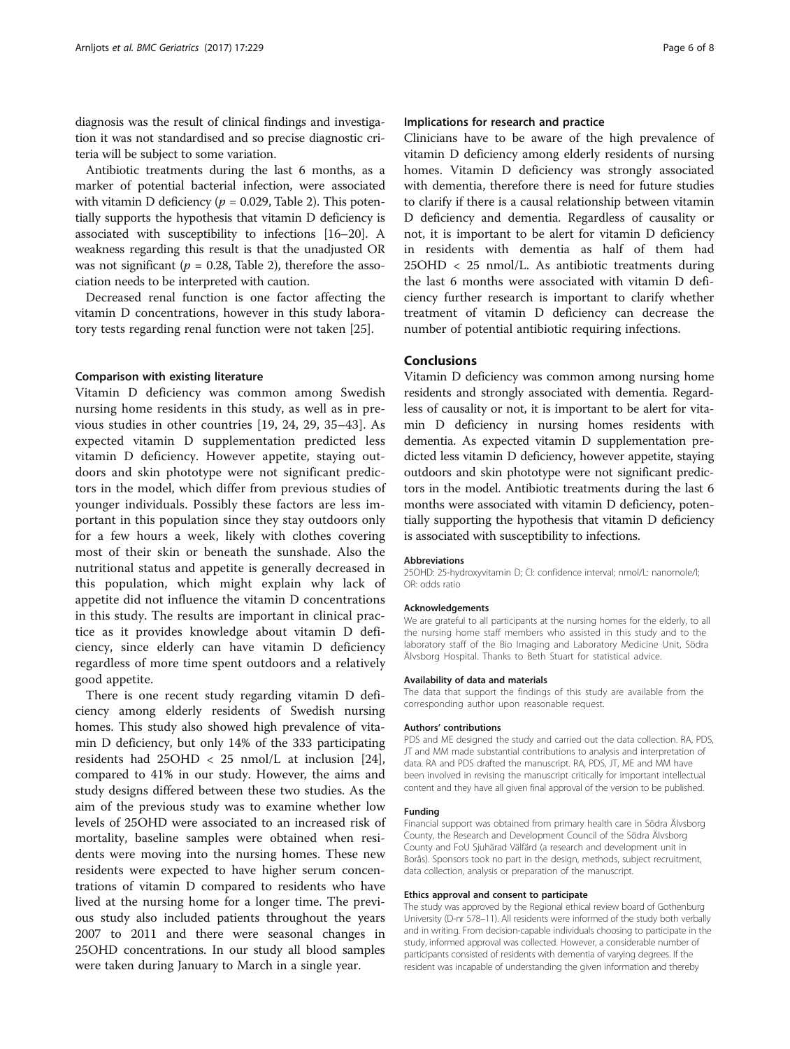diagnosis was the result of clinical findings and investigation it was not standardised and so precise diagnostic criteria will be subject to some variation.

Antibiotic treatments during the last 6 months, as a marker of potential bacterial infection, were associated with vitamin D deficiency ($p = 0.029$, Table 2). This potentially supports the hypothesis that vitamin D deficiency is associated with susceptibility to infections [16–20]. A weakness regarding this result is that the unadjusted OR was not significant ($p = 0.28$, Table 2), therefore the association needs to be interpreted with caution.

Decreased renal function is one factor affecting the vitamin D concentrations, however in this study laboratory tests regarding renal function were not taken [25].

### Comparison with existing literature

Vitamin D deficiency was common among Swedish nursing home residents in this study, as well as in previous studies in other countries [19, 24, 29, 35–43]. As expected vitamin D supplementation predicted less vitamin D deficiency. However appetite, staying outdoors and skin phototype were not significant predictors in the model, which differ from previous studies of younger individuals. Possibly these factors are less important in this population since they stay outdoors only for a few hours a week, likely with clothes covering most of their skin or beneath the sunshade. Also the nutritional status and appetite is generally decreased in this population, which might explain why lack of appetite did not influence the vitamin D concentrations in this study. The results are important in clinical practice as it provides knowledge about vitamin D deficiency, since elderly can have vitamin D deficiency regardless of more time spent outdoors and a relatively good appetite.

There is one recent study regarding vitamin D deficiency among elderly residents of Swedish nursing homes. This study also showed high prevalence of vitamin D deficiency, but only 14% of the 333 participating residents had 25OHD < 25 nmol/L at inclusion [24], compared to 41% in our study. However, the aims and study designs differed between these two studies. As the aim of the previous study was to examine whether low levels of 25OHD were associated to an increased risk of mortality, baseline samples were obtained when residents were moving into the nursing homes. These new residents were expected to have higher serum concentrations of vitamin D compared to residents who have lived at the nursing home for a longer time. The previous study also included patients throughout the years 2007 to 2011 and there were seasonal changes in 25OHD concentrations. In our study all blood samples were taken during January to March in a single year.

### Implications for research and practice

Clinicians have to be aware of the high prevalence of vitamin D deficiency among elderly residents of nursing homes. Vitamin D deficiency was strongly associated with dementia, therefore there is need for future studies to clarify if there is a causal relationship between vitamin D deficiency and dementia. Regardless of causality or not, it is important to be alert for vitamin D deficiency in residents with dementia as half of them had 25OHD < 25 nmol/L. As antibiotic treatments during the last 6 months were associated with vitamin D deficiency further research is important to clarify whether treatment of vitamin D deficiency can decrease the number of potential antibiotic requiring infections.

## Conclusions

Vitamin D deficiency was common among nursing home residents and strongly associated with dementia. Regardless of causality or not, it is important to be alert for vitamin D deficiency in nursing homes residents with dementia. As expected vitamin D supplementation predicted less vitamin D deficiency, however appetite, staying outdoors and skin phototype were not significant predictors in the model. Antibiotic treatments during the last 6 months were associated with vitamin D deficiency, potentially supporting the hypothesis that vitamin D deficiency is associated with susceptibility to infections.

#### Abbreviations

25OHD: 25-hydroxyvitamin D; CI: confidence interval; nmol/L: nanomole/l; OR: odds ratio

#### Acknowledgements

We are grateful to all participants at the nursing homes for the elderly, to all the nursing home staff members who assisted in this study and to the laboratory staff of the Bio Imaging and Laboratory Medicine Unit, Södra Älvsborg Hospital. Thanks to Beth Stuart for statistical advice.

#### Availability of data and materials

The data that support the findings of this study are available from the corresponding author upon reasonable request.

#### Authors' contributions

PDS and ME designed the study and carried out the data collection. RA, PDS, JT and MM made substantial contributions to analysis and interpretation of data. RA and PDS drafted the manuscript. RA, PDS, JT, ME and MM have been involved in revising the manuscript critically for important intellectual content and they have all given final approval of the version to be published.

#### Funding

Financial support was obtained from primary health care in Södra Älvsborg County, the Research and Development Council of the Södra Älvsborg County and FoU Sjuhärad Välfärd (a research and development unit in Borås). Sponsors took no part in the design, methods, subject recruitment, data collection, analysis or preparation of the manuscript.

#### Ethics approval and consent to participate

The study was approved by the Regional ethical review board of Gothenburg University (D-nr 578–11). All residents were informed of the study both verbally and in writing. From decision-capable individuals choosing to participate in the study, informed approval was collected. However, a considerable number of participants consisted of residents with dementia of varying degrees. If the resident was incapable of understanding the given information and thereby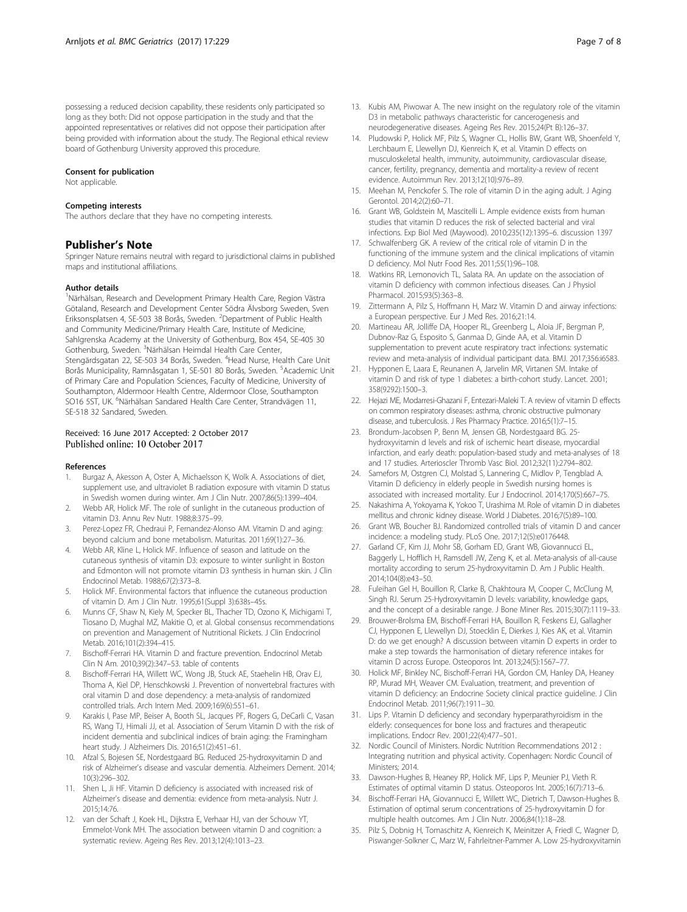possessing a reduced decision capability, these residents only participated so long as they both: Did not oppose participation in the study and that the appointed representatives or relatives did not oppose their participation after being provided with information about the study. The Regional ethical review board of Gothenburg University approved this procedure.

#### Consent for publication

Not applicable.

#### Competing interests

The authors declare that they have no competing interests.

## Publisher's Note

Springer Nature remains neutral with regard to jurisdictional claims in published maps and institutional affiliations.

#### Author details

[1]Närhälsan, Research and Development Primary Health Care, Region Västra Götaland, Research and Development Center Södra Älvsborg Sweden, Sven Eriksonsplatsen 4, SE-503 38 Borås, Sweden. [2]Department of Public Health and Community Medicine/Primary Health Care, Institute of Medicine, Sahlgrenska Academy at the University of Gothenburg, Box 454, SE-405 30 Gothenburg, Sweden. [3]Närhälsan Heimdal Health Care Center, Stengärdsgatan 22, SE-503 34 Borås, Sweden. [4]Head Nurse, Health Care Unit Borås Municipality, Ramnåsgatan 1, SE-501 80 Borås, Sweden. [5]Academic Unit of Primary Care and Population Sciences, Faculty of Medicine, University of Southampton, Aldermoor Health Centre, Aldermoor Close, Southampton SO16 5ST, UK. [6]Närhälsan Sandared Health Care Center, Strandvägen 11, SE-518 32 Sandared, Sweden.

Received: 16 June 2017 Accepted: 2 October 2017
Published online: 10 October 2017

#### References

1. Burgaz A, Akesson A, Oster A, Michaelsson K, Wolk A. Associations of diet, supplement use, and ultraviolet B radiation exposure with vitamin D status in Swedish women during winter. Am J Clin Nutr. 2007;86(5):1399–404.
2. Webb AR, Holick MF. The role of sunlight in the cutaneous production of vitamin D3. Annu Rev Nutr. 1988;8:375–99.
3. Perez-Lopez FR, Chedraui P, Fernandez-Alonso AM. Vitamin D and aging: beyond calcium and bone metabolism. Maturitas. 2011;69(1):27–36.
4. Webb AR, Kline L, Holick MF. Influence of season and latitude on the cutaneous synthesis of vitamin D3: exposure to winter sunlight in Boston and Edmonton will not promote vitamin D3 synthesis in human skin. J Clin Endocrinol Metab. 1988;67(2):373–8.
5. Holick MF. Environmental factors that influence the cutaneous production of vitamin D. Am J Clin Nutr. 1995;61(Suppl 3):638s–45s.
6. Munns CF, Shaw N, Kiely M, Specker BL, Thacher TD, Ozono K, Michigami T, Tiosano D, Mughal MZ, Makitie O, et al. Global consensus recommendations on prevention and Management of Nutritional Rickets. J Clin Endocrinol Metab. 2016;101(2):394–415.
7. Bischoff-Ferrari HA. Vitamin D and fracture prevention. Endocrinol Metab Clin N Am. 2010;39(2):347–53. table of contents
8. Bischoff-Ferrari HA, Willett WC, Wong JB, Stuck AE, Staehelin HB, Orav EJ, Thoma A, Kiel DP, Henschkowski J. Prevention of nonvertebral fractures with oral vitamin D and dose dependency: a meta-analysis of randomized controlled trials. Arch Intern Med. 2009;169(6):551–61.
9. Karakis I, Pase MP, Beiser A, Booth SL, Jacques PF, Rogers G, DeCarli C, Vasan RS, Wang TJ, Himali JJ, et al. Association of Serum Vitamin D with the risk of incident dementia and subclinical indices of brain aging: the Framingham heart study. J Alzheimers Dis. 2016;51(2):451–61.
10. Afzal S, Bojesen SE, Nordestgaard BG. Reduced 25-hydroxyvitamin D and risk of Alzheimer's disease and vascular dementia. Alzheimers Dement. 2014;10(3):296–302.
11. Shen L, Ji HF. Vitamin D deficiency is associated with increased risk of Alzheimer's disease and dementia: evidence from meta-analysis. Nutr J. 2015;14:76.
12. van der Schaft J, Koek HL, Dijkstra E, Verhaar HJ, van der Schouw YT, Emmelot-Vonk MH. The association between vitamin D and cognition: a systematic review. Ageing Res Rev. 2013;12(4):1013–23.
13. Kubis AM, Piwowar A. The new insight on the regulatory role of the vitamin D3 in metabolic pathways characteristic for cancerogenesis and neurodegenerative diseases. Ageing Res Rev. 2015;24(Pt B):126–37.
14. Pludowski P, Holick MF, Pilz S, Wagner CL, Hollis BW, Grant WB, Shoenfeld Y, Lerchbaum E, Llewellyn DJ, Kienreich K, et al. Vitamin D effects on musculoskeletal health, immunity, autoimmunity, cardiovascular disease, cancer, fertility, pregnancy, dementia and mortality-a review of recent evidence. Autoimmun Rev. 2013;12(10):976–89.
15. Meehan M, Penckofer S. The role of vitamin D in the aging adult. J Aging Gerontol. 2014;2(2):60–71.
16. Grant WB, Goldstein M, Mascitelli L. Ample evidence exists from human studies that vitamin D reduces the risk of selected bacterial and viral infections. Exp Biol Med (Maywood). 2010;235(12):1395–6. discussion 1397
17. Schwalfenberg GK. A review of the critical role of vitamin D in the functioning of the immune system and the clinical implications of vitamin D deficiency. Mol Nutr Food Res. 2011;55(1):96–108.
18. Watkins RR, Lemonovich TL, Salata RA. An update on the association of vitamin D deficiency with common infectious diseases. Can J Physiol Pharmacol. 2015;93(5):363–8.
19. Zittermann A, Pilz S, Hoffmann H, Marz W. Vitamin D and airway infections: a European perspective. Eur J Med Res. 2016;21:14.
20. Martineau AR, Jolliffe DA, Hooper RL, Greenberg L, Aloia JF, Bergman P, Dubnov-Raz G, Esposito S, Ganmaa D, Ginde AA, et al. Vitamin D supplementation to prevent acute respiratory tract infections: systematic review and meta-analysis of individual participant data. BMJ. 2017;356:i6583.
21. Hypponen E, Laara E, Reunanen A, Jarvelin MR, Virtanen SM. Intake of vitamin D and risk of type 1 diabetes: a birth-cohort study. Lancet. 2001;358(9292):1500–3.
22. Hejazi ME, Modarresi-Ghazani F, Entezari-Maleki T. A review of vitamin D effects on common respiratory diseases: asthma, chronic obstructive pulmonary disease, and tuberculosis. J Res Pharmacy Practice. 2016;5(1):7–15.
23. Brondum-Jacobsen P, Benn M, Jensen GB, Nordestgaard BG. 25-hydroxyvitamin d levels and risk of ischemic heart disease, myocardial infarction, and early death: population-based study and meta-analyses of 18 and 17 studies. Arterioscler Thromb Vasc Biol. 2012;32(11):2794–802.
24. Samefors M, Ostgren CJ, Molstad S, Lannering C, Midlov P, Tengblad A. Vitamin D deficiency in elderly people in Swedish nursing homes is associated with increased mortality. Eur J Endocrinol. 2014;170(5):667–75.
25. Nakashima A, Yokoyama K, Yokoo T, Urashima M. Role of vitamin D in diabetes mellitus and chronic kidney disease. World J Diabetes. 2016;7(5):89–100.
26. Grant WB, Boucher BJ. Randomized controlled trials of vitamin D and cancer incidence: a modeling study. PLoS One. 2017;12(5):e0176448.
27. Garland CF, Kim JJ, Mohr SB, Gorham ED, Grant WB, Giovannucci EL, Baggerly L, Hofflich H, Ramsdell JW, Zeng K, et al. Meta-analysis of all-cause mortality according to serum 25-hydroxyvitamin D. Am J Public Health. 2014;104(8):e43–50.
28. Fuleihan Gel H, Bouillon R, Clarke B, Chakhtoura M, Cooper C, McClung M, Singh RJ. Serum 25-Hydroxyvitamin D levels: variability, knowledge gaps, and the concept of a desirable range. J Bone Miner Res. 2015;30(7):1119–33.
29. Brouwer-Brolsma EM, Bischoff-Ferrari HA, Bouillon R, Feskens EJ, Gallagher CJ, Hypponen E, Llewellyn DJ, Stoecklin E, Dierkes J, Kies AK, et al. Vitamin D: do we get enough? A discussion between vitamin D experts in order to make a step towards the harmonisation of dietary reference intakes for vitamin D across Europe. Osteoporos Int. 2013;24(5):1567–77.
30. Holick MF, Binkley NC, Bischoff-Ferrari HA, Gordon CM, Hanley DA, Heaney RP, Murad MH, Weaver CM. Evaluation, treatment, and prevention of vitamin D deficiency: an Endocrine Society clinical practice guideline. J Clin Endocrinol Metab. 2011;96(7):1911–30.
31. Lips P. Vitamin D deficiency and secondary hyperparathyroidism in the elderly: consequences for bone loss and fractures and therapeutic implications. Endocr Rev. 2001;22(4):477–501.
32. Nordic Council of Ministers. Nordic Nutrition Recommendations 2012 : Integrating nutrition and physical activity. Copenhagen: Nordic Council of Ministers; 2014.
33. Dawson-Hughes B, Heaney RP, Holick MF, Lips P, Meunier PJ, Vieth R. Estimates of optimal vitamin D status. Osteoporos Int. 2005;16(7):713–6.
34. Bischoff-Ferrari HA, Giovannucci E, Willett WC, Dietrich T, Dawson-Hughes B. Estimation of optimal serum concentrations of 25-hydroxyvitamin D for multiple health outcomes. Am J Clin Nutr. 2006;84(1):18–28.
35. Pilz S, Dobnig H, Tomaschitz A, Kienreich K, Meinitzer A, Friedl C, Wagner D, Piswanger-Solkner C, Marz W, Fahrleitner-Pammer A. Low 25-hydroxyvitamin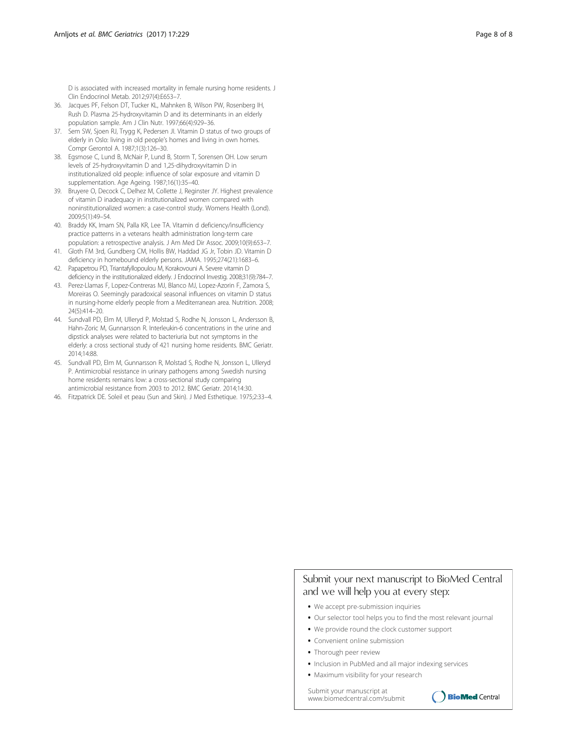D is associated with increased mortality in female nursing home residents. J Clin Endocrinol Metab. 2012;97(4):E653–7.

36. Jacques PF, Felson DT, Tucker KL, Mahnken B, Wilson PW, Rosenberg IH, Rush D. Plasma 25-hydroxyvitamin D and its determinants in an elderly population sample. Am J Clin Nutr. 1997;66(4):929–36.
37. Sem SW, Sjoen RJ, Trygg K, Pedersen JI. Vitamin D status of two groups of elderly in Oslo: living in old people's homes and living in own homes. Compr Gerontol A. 1987;1(3):126–30.
38. Egsmose C, Lund B, McNair P, Lund B, Storm T, Sorensen OH. Low serum levels of 25-hydroxyvitamin D and 1,25-dihydroxyvitamin D in institutionalized old people: influence of solar exposure and vitamin D supplementation. Age Ageing. 1987;16(1):35–40.
39. Bruyere O, Decock C, Delhez M, Collette J, Reginster JY. Highest prevalence of vitamin D inadequacy in institutionalized women compared with noninstitutionalized women: a case-control study. Womens Health (Lond). 2009;5(1):49–54.
40. Braddy KK, Imam SN, Palla KR, Lee TA. Vitamin d deficiency/insufficiency practice patterns in a veterans health administration long-term care population: a retrospective analysis. J Am Med Dir Assoc. 2009;10(9):653–7.
41. Gloth FM 3rd, Gundberg CM, Hollis BW, Haddad JG Jr, Tobin JD. Vitamin D deficiency in homebound elderly persons. JAMA. 1995;274(21):1683–6.
42. Papapetrou PD, Triantafyllopoulou M, Korakovouni A. Severe vitamin D deficiency in the institutionalized elderly. J Endocrinol Investig. 2008;31(9):784–7.
43. Perez-Llamas F, Lopez-Contreras MJ, Blanco MJ, Lopez-Azorin F, Zamora S, Moreiras O. Seemingly paradoxical seasonal influences on vitamin D status in nursing-home elderly people from a Mediterranean area. Nutrition. 2008; 24(5):414–20.
44. Sundvall PD, Elm M, Ulleryd P, Molstad S, Rodhe N, Jonsson L, Andersson B, Hahn-Zoric M, Gunnarsson R. Interleukin-6 concentrations in the urine and dipstick analyses were related to bacteriuria but not symptoms in the elderly: a cross sectional study of 421 nursing home residents. BMC Geriatr. 2014;14:88.
45. Sundvall PD, Elm M, Gunnarsson R, Molstad S, Rodhe N, Jonsson L, Ulleryd P. Antimicrobial resistance in urinary pathogens among Swedish nursing home residents remains low: a cross-sectional study comparing antimicrobial resistance from 2003 to 2012. BMC Geriatr. 2014;14:30.
46. Fitzpatrick DE. Soleil et peau (Sun and Skin). J Med Esthetique. 1975;2:33–4.

Submit your next manuscript to BioMed Central and we will help you at every step:

- We accept pre-submission inquiries
- Our selector tool helps you to find the most relevant journal
- We provide round the clock customer support
- Convenient online submission
- Thorough peer review
- Inclusion in PubMed and all major indexing services
- Maximum visibility for your research

Submit your manuscript at www.biomedcentral.com/submit

BioMed Central